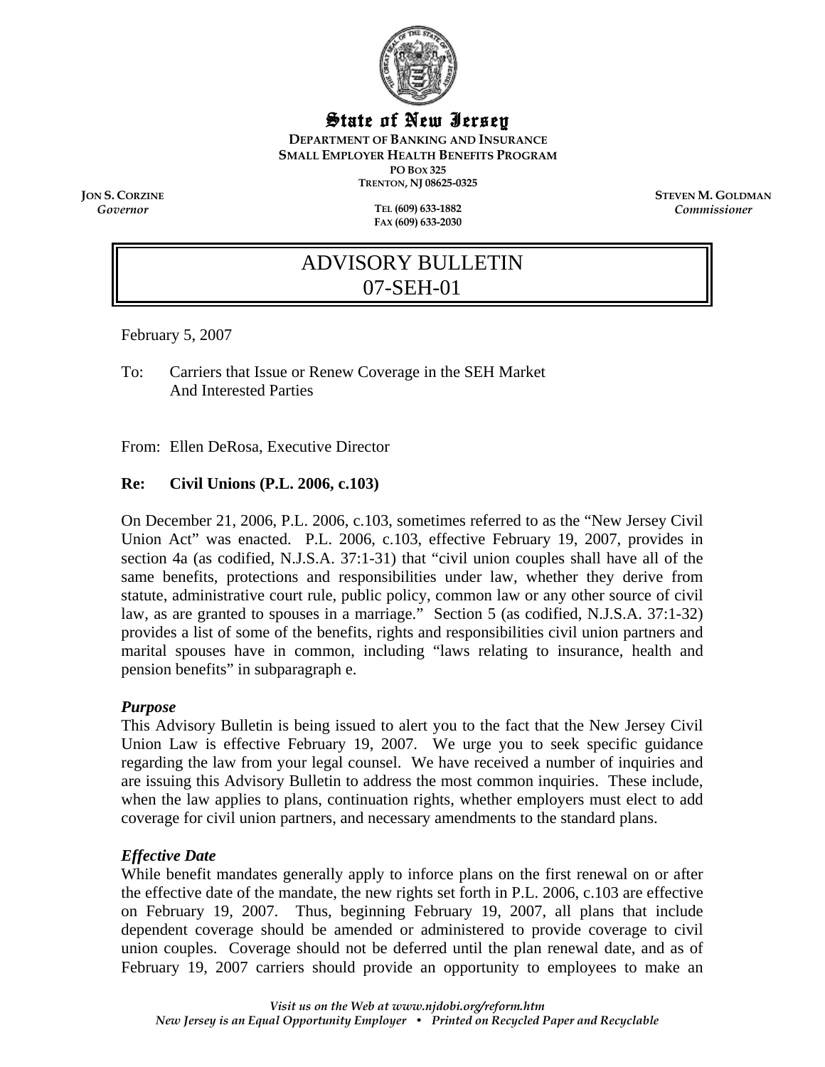# State of New Jersey

**DEPARTMENT OF BANKING AND INSURANCE**
**SMALL EMPLOYER HEALTH BENEFITS PROGRAM**
**PO BOX 325**
**TRENTON, NJ 08625-0325**

**JON S. CORZINE**
*Governor*

**TEL (609) 633-1882**
**FAX (609) 633-2030**

**STEVEN M. GOLDMAN**
*Commissioner*

## ADVISORY BULLETIN
## 07-SEH-01

February 5, 2007

To: Carriers that Issue or Renew Coverage in the SEH Market
And Interested Parties

From: Ellen DeRosa, Executive Director

**Re: Civil Unions (P.L. 2006, c.103)**

On December 21, 2006, P.L. 2006, c.103, sometimes referred to as the "New Jersey Civil Union Act" was enacted. P.L. 2006, c.103, effective February 19, 2007, provides in section 4a (as codified, N.J.S.A. 37:1-31) that "civil union couples shall have all of the same benefits, protections and responsibilities under law, whether they derive from statute, administrative court rule, public policy, common law or any other source of civil law, as are granted to spouses in a marriage." Section 5 (as codified, N.J.S.A. 37:1-32) provides a list of some of the benefits, rights and responsibilities civil union partners and marital spouses have in common, including "laws relating to insurance, health and pension benefits" in subparagraph e.

### *Purpose*

This Advisory Bulletin is being issued to alert you to the fact that the New Jersey Civil Union Law is effective February 19, 2007. We urge you to seek specific guidance regarding the law from your legal counsel. We have received a number of inquiries and are issuing this Advisory Bulletin to address the most common inquiries. These include, when the law applies to plans, continuation rights, whether employers must elect to add coverage for civil union partners, and necessary amendments to the standard plans.

### *Effective Date*

While benefit mandates generally apply to inforce plans on the first renewal on or after the effective date of the mandate, the new rights set forth in P.L. 2006, c.103 are effective on February 19, 2007. Thus, beginning February 19, 2007, all plans that include dependent coverage should be amended or administered to provide coverage to civil union couples. Coverage should not be deferred until the plan renewal date, and as of February 19, 2007 carriers should provide an opportunity to employees to make an

*Visit us on the Web at www.njdobi.org/reform.htm*
*New Jersey is an Equal Opportunity Employer • Printed on Recycled Paper and Recyclable*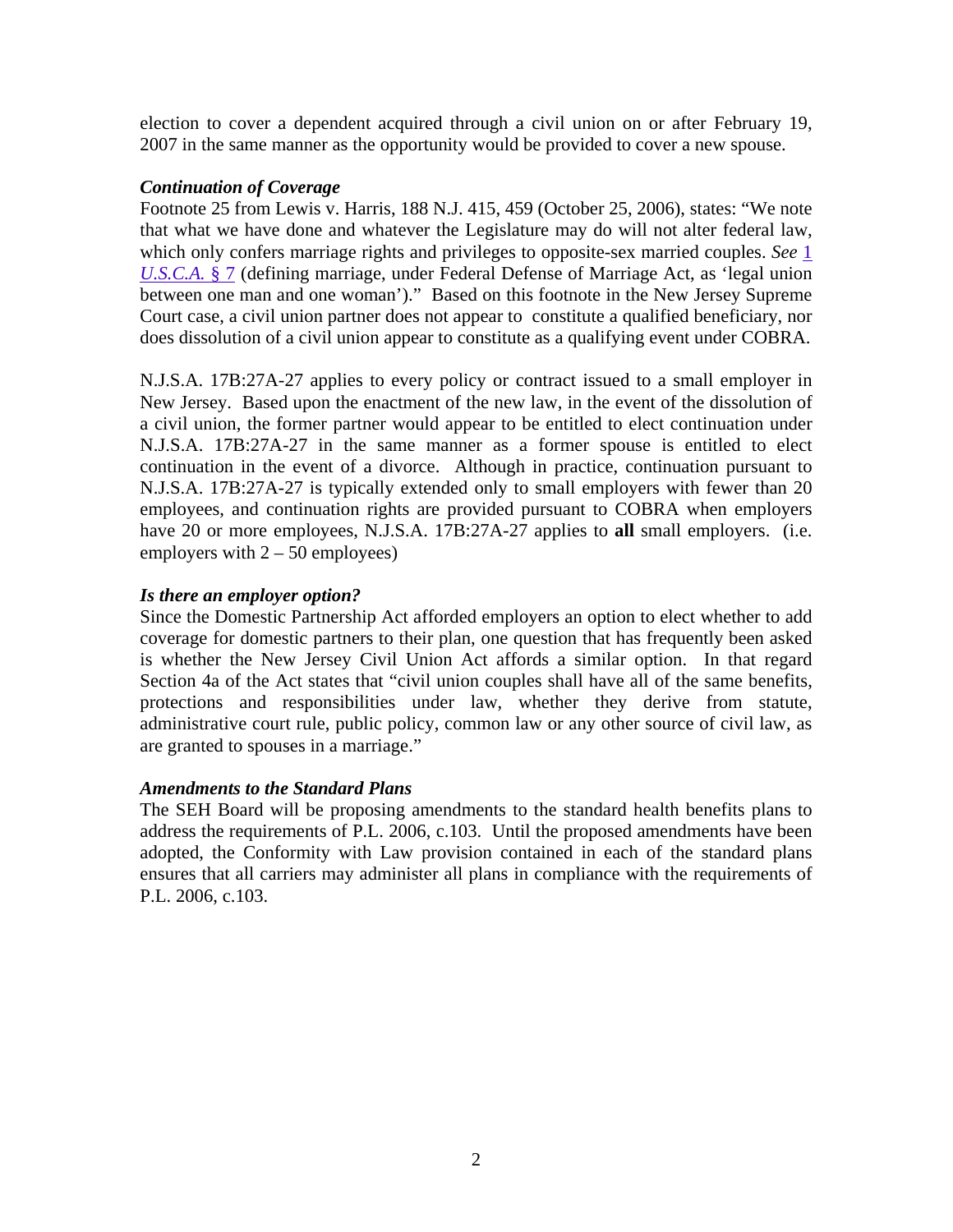election to cover a dependent acquired through a civil union on or after February 19, 2007 in the same manner as the opportunity would be provided to cover a new spouse.

***Continuation of Coverage***

Footnote 25 from Lewis v. Harris, 188 N.J. 415, 459 (October 25, 2006), states: "We note that what we have done and whatever the Legislature may do will not alter federal law, which only confers marriage rights and privileges to opposite-sex married couples. *See* 1 *U.S.C.A.* § 7 (defining marriage, under Federal Defense of Marriage Act, as 'legal union between one man and one woman')." Based on this footnote in the New Jersey Supreme Court case, a civil union partner does not appear to constitute a qualified beneficiary, nor does dissolution of a civil union appear to constitute as a qualifying event under COBRA.

N.J.S.A. 17B:27A-27 applies to every policy or contract issued to a small employer in New Jersey. Based upon the enactment of the new law, in the event of the dissolution of a civil union, the former partner would appear to be entitled to elect continuation under N.J.S.A. 17B:27A-27 in the same manner as a former spouse is entitled to elect continuation in the event of a divorce. Although in practice, continuation pursuant to N.J.S.A. 17B:27A-27 is typically extended only to small employers with fewer than 20 employees, and continuation rights are provided pursuant to COBRA when employers have 20 or more employees, N.J.S.A. 17B:27A-27 applies to **all** small employers. (i.e. employers with 2 – 50 employees)

***Is there an employer option?***

Since the Domestic Partnership Act afforded employers an option to elect whether to add coverage for domestic partners to their plan, one question that has frequently been asked is whether the New Jersey Civil Union Act affords a similar option. In that regard Section 4a of the Act states that "civil union couples shall have all of the same benefits, protections and responsibilities under law, whether they derive from statute, administrative court rule, public policy, common law or any other source of civil law, as are granted to spouses in a marriage."

***Amendments to the Standard Plans***

The SEH Board will be proposing amendments to the standard health benefits plans to address the requirements of P.L. 2006, c.103. Until the proposed amendments have been adopted, the Conformity with Law provision contained in each of the standard plans ensures that all carriers may administer all plans in compliance with the requirements of P.L. 2006, c.103.